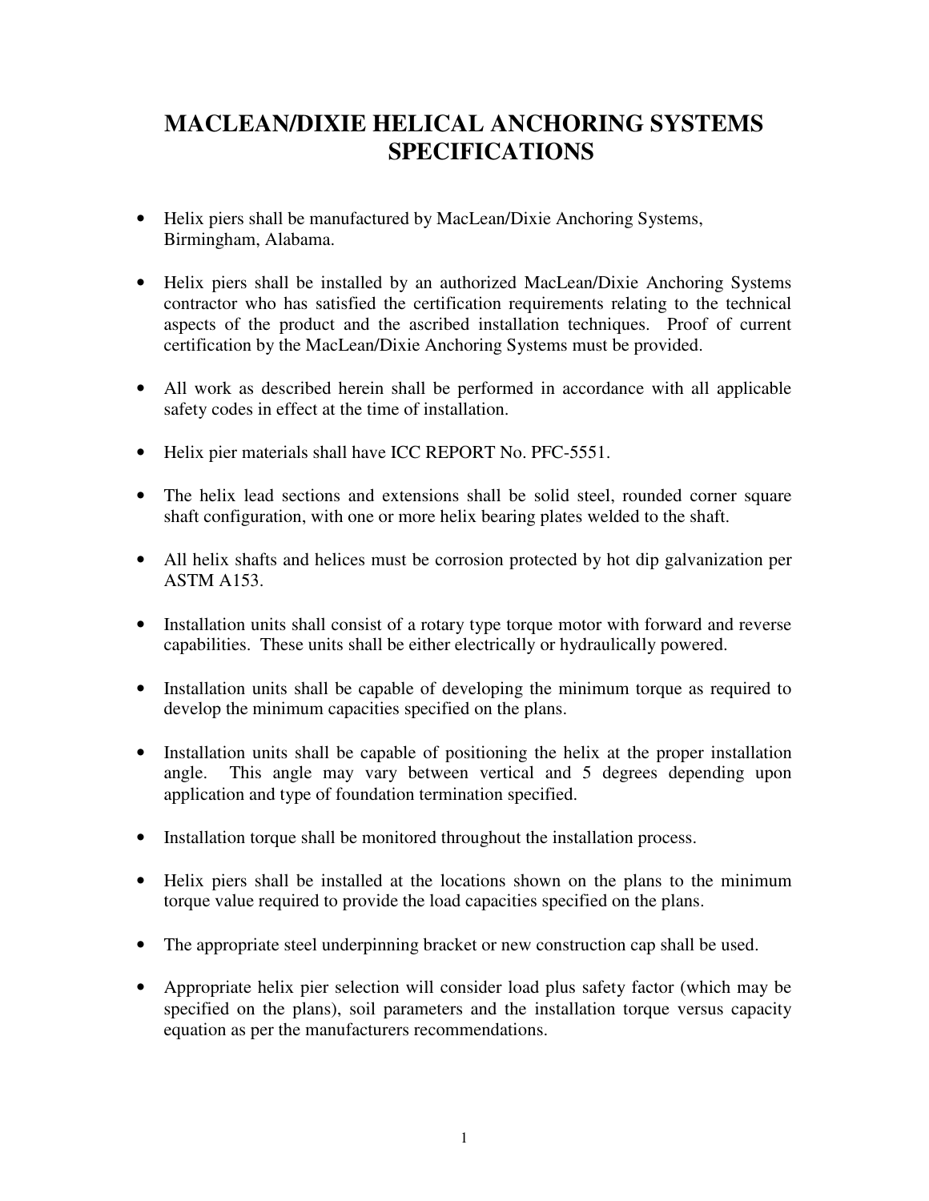# MACLEAN/DIXIE HELICAL ANCHORING SYSTEMS SPECIFICATIONS

- Helix piers shall be manufactured by MacLean/Dixie Anchoring Systems, Birmingham, Alabama.
- Helix piers shall be installed by an authorized MacLean/Dixie Anchoring Systems contractor who has satisfied the certification requirements relating to the technical aspects of the product and the ascribed installation techniques. Proof of current certification by the MacLean/Dixie Anchoring Systems must be provided.
- All work as described herein shall be performed in accordance with all applicable safety codes in effect at the time of installation.
- Helix pier materials shall have ICC REPORT No. PFC-5551.
- The helix lead sections and extensions shall be solid steel, rounded corner square shaft configuration, with one or more helix bearing plates welded to the shaft.
- All helix shafts and helices must be corrosion protected by hot dip galvanization per ASTM A153.
- Installation units shall consist of a rotary type torque motor with forward and reverse capabilities. These units shall be either electrically or hydraulically powered.
- Installation units shall be capable of developing the minimum torque as required to develop the minimum capacities specified on the plans.
- Installation units shall be capable of positioning the helix at the proper installation angle. This angle may vary between vertical and 5 degrees depending upon application and type of foundation termination specified.
- Installation torque shall be monitored throughout the installation process.
- Helix piers shall be installed at the locations shown on the plans to the minimum torque value required to provide the load capacities specified on the plans.
- The appropriate steel underpinning bracket or new construction cap shall be used.
- Appropriate helix pier selection will consider load plus safety factor (which may be specified on the plans), soil parameters and the installation torque versus capacity equation as per the manufacturers recommendations.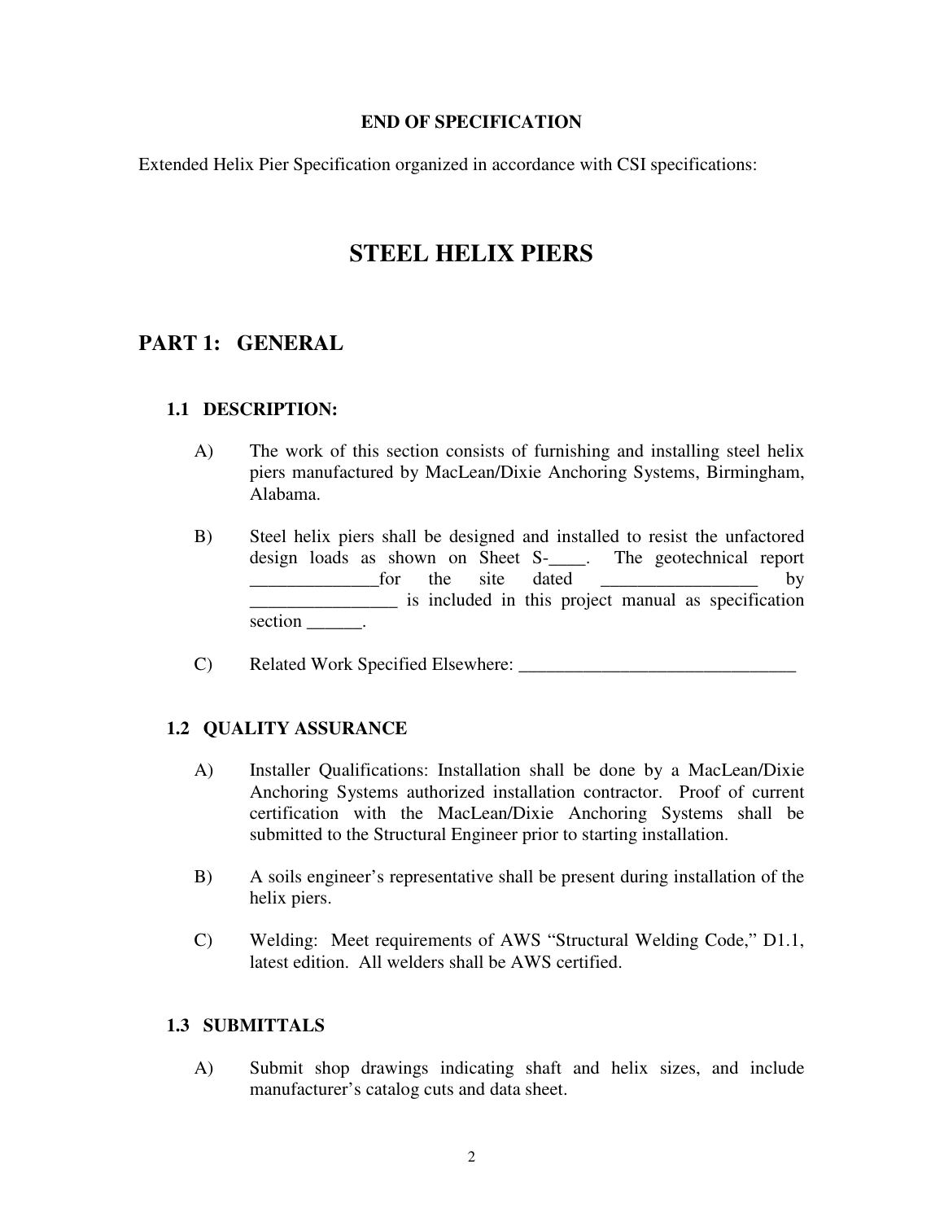**END OF SPECIFICATION**

Extended Helix Pier Specification organized in accordance with CSI specifications:

# STEEL HELIX PIERS

## PART 1: GENERAL

### 1.1 DESCRIPTION:

A) The work of this section consists of furnishing and installing steel helix piers manufactured by MacLean/Dixie Anchoring Systems, Birmingham, Alabama.

B) Steel helix piers shall be designed and installed to resist the unfactored design loads as shown on Sheet S-____. The geotechnical report ______________for the site dated _________________ by ________________ is included in this project manual as specification section ______.

C) Related Work Specified Elsewhere: _______________________________

### 1.2 QUALITY ASSURANCE

A) Installer Qualifications: Installation shall be done by a MacLean/Dixie Anchoring Systems authorized installation contractor. Proof of current certification with the MacLean/Dixie Anchoring Systems shall be submitted to the Structural Engineer prior to starting installation.

B) A soils engineer's representative shall be present during installation of the helix piers.

C) Welding: Meet requirements of AWS "Structural Welding Code," D1.1, latest edition. All welders shall be AWS certified.

### 1.3 SUBMITTALS

A) Submit shop drawings indicating shaft and helix sizes, and include manufacturer's catalog cuts and data sheet.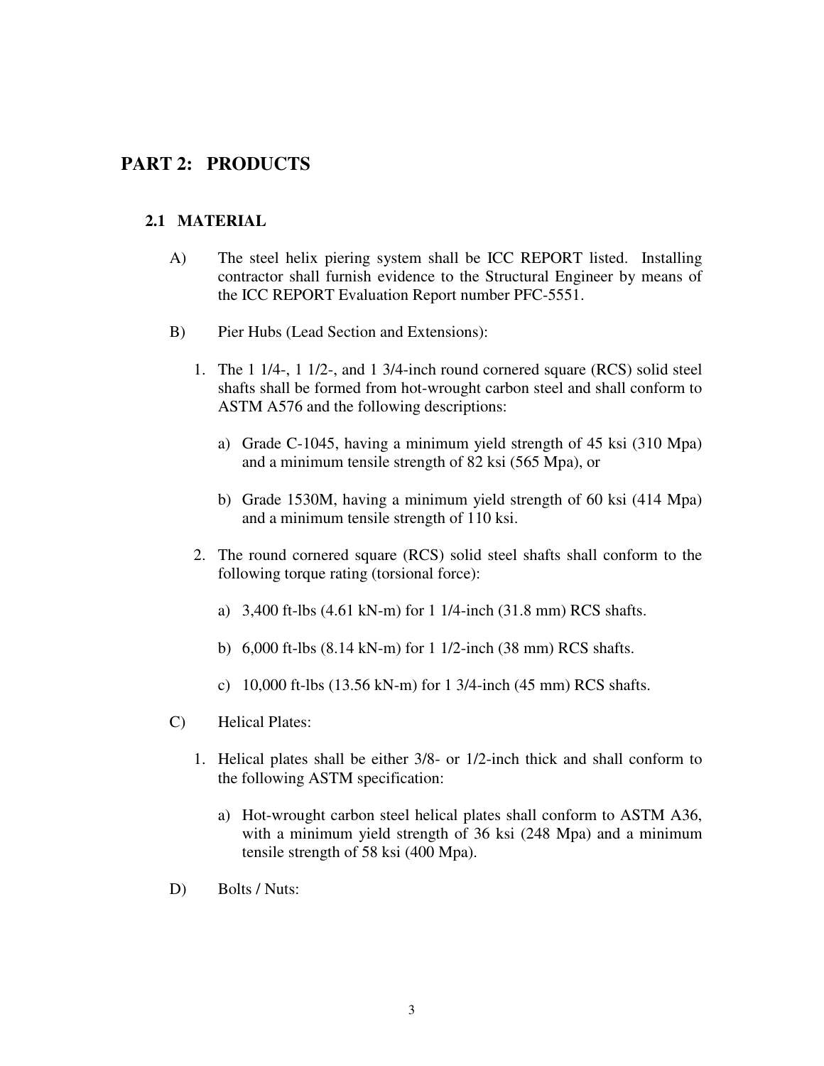# PART 2: PRODUCTS

## 2.1 MATERIAL

A) The steel helix piering system shall be ICC REPORT listed. Installing contractor shall furnish evidence to the Structural Engineer by means of the ICC REPORT Evaluation Report number PFC-5551.

B) Pier Hubs (Lead Section and Extensions):

1. The 1 1/4-, 1 1/2-, and 1 3/4-inch round cornered square (RCS) solid steel shafts shall be formed from hot-wrought carbon steel and shall conform to ASTM A576 and the following descriptions:

   a) Grade C-1045, having a minimum yield strength of 45 ksi (310 Mpa) and a minimum tensile strength of 82 ksi (565 Mpa), or

   b) Grade 1530M, having a minimum yield strength of 60 ksi (414 Mpa) and a minimum tensile strength of 110 ksi.

2. The round cornered square (RCS) solid steel shafts shall conform to the following torque rating (torsional force):

   a) 3,400 ft-lbs (4.61 kN-m) for 1 1/4-inch (31.8 mm) RCS shafts.

   b) 6,000 ft-lbs (8.14 kN-m) for 1 1/2-inch (38 mm) RCS shafts.

   c) 10,000 ft-lbs (13.56 kN-m) for 1 3/4-inch (45 mm) RCS shafts.

C) Helical Plates:

1. Helical plates shall be either 3/8- or 1/2-inch thick and shall conform to the following ASTM specification:

   a) Hot-wrought carbon steel helical plates shall conform to ASTM A36, with a minimum yield strength of 36 ksi (248 Mpa) and a minimum tensile strength of 58 ksi (400 Mpa).

D) Bolts / Nuts: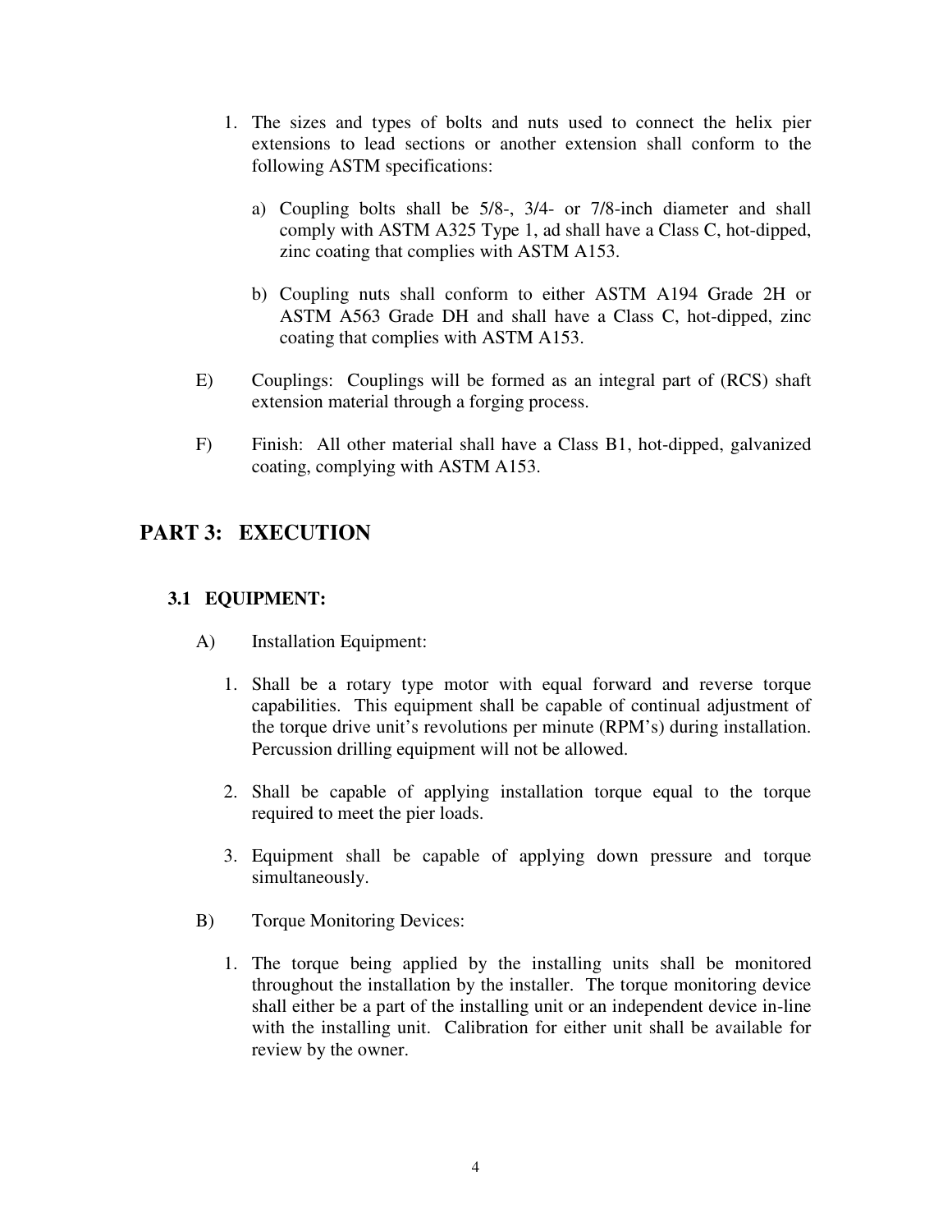1. The sizes and types of bolts and nuts used to connect the helix pier extensions to lead sections or another extension shall conform to the following ASTM specifications:

    a) Coupling bolts shall be 5/8-, 3/4- or 7/8-inch diameter and shall comply with ASTM A325 Type 1, ad shall have a Class C, hot-dipped, zinc coating that complies with ASTM A153.

    b) Coupling nuts shall conform to either ASTM A194 Grade 2H or ASTM A563 Grade DH and shall have a Class C, hot-dipped, zinc coating that complies with ASTM A153.

E) Couplings: Couplings will be formed as an integral part of (RCS) shaft extension material through a forging process.

F) Finish: All other material shall have a Class B1, hot-dipped, galvanized coating, complying with ASTM A153.

# PART 3: EXECUTION

## 3.1 EQUIPMENT:

A) Installation Equipment:

1. Shall be a rotary type motor with equal forward and reverse torque capabilities. This equipment shall be capable of continual adjustment of the torque drive unit's revolutions per minute (RPM's) during installation. Percussion drilling equipment will not be allowed.

2. Shall be capable of applying installation torque equal to the torque required to meet the pier loads.

3. Equipment shall be capable of applying down pressure and torque simultaneously.

B) Torque Monitoring Devices:

1. The torque being applied by the installing units shall be monitored throughout the installation by the installer. The torque monitoring device shall either be a part of the installing unit or an independent device in-line with the installing unit. Calibration for either unit shall be available for review by the owner.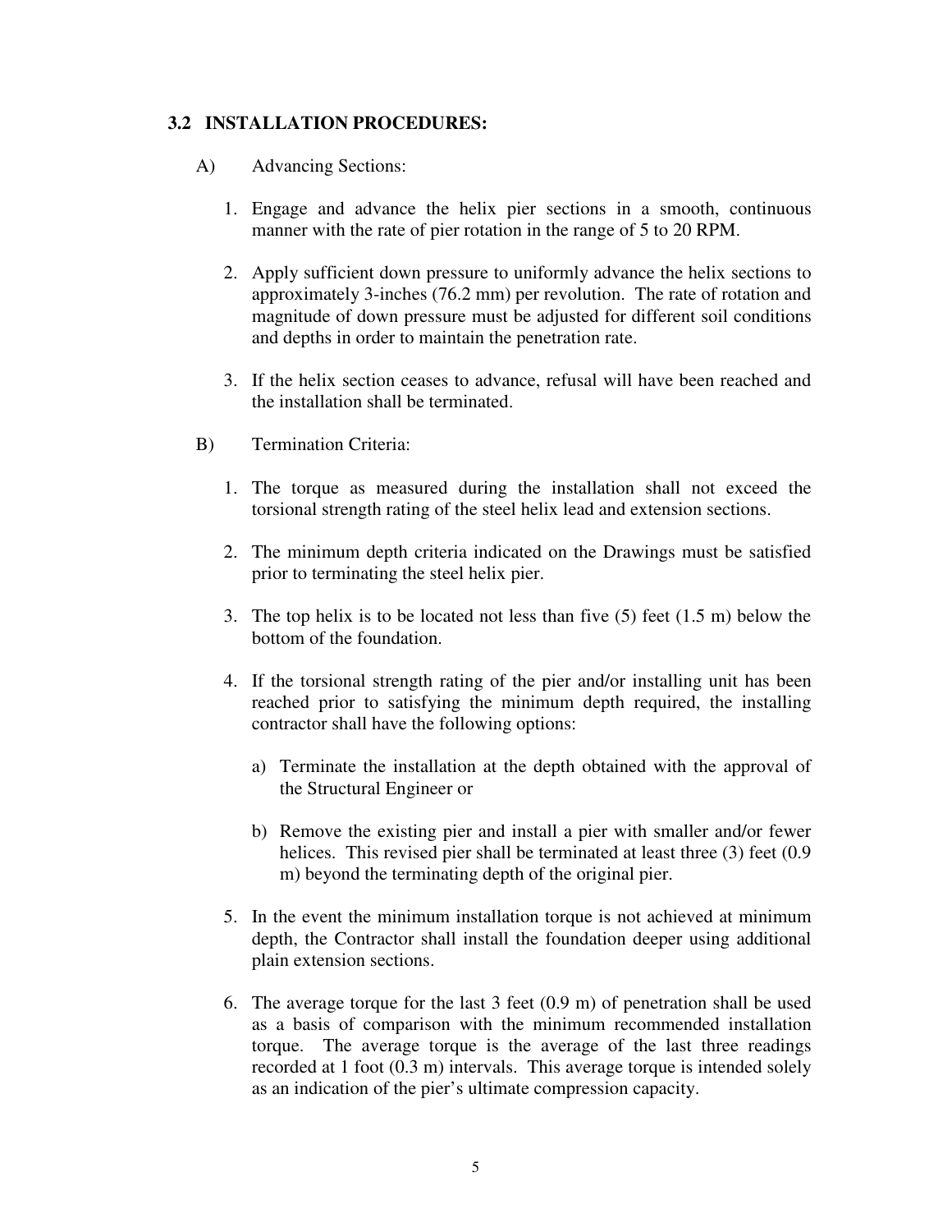### 3.2 INSTALLATION PROCEDURES:

A) Advancing Sections:

1. Engage and advance the helix pier sections in a smooth, continuous manner with the rate of pier rotation in the range of 5 to 20 RPM.

2. Apply sufficient down pressure to uniformly advance the helix sections to approximately 3-inches (76.2 mm) per revolution. The rate of rotation and magnitude of down pressure must be adjusted for different soil conditions and depths in order to maintain the penetration rate.

3. If the helix section ceases to advance, refusal will have been reached and the installation shall be terminated.

B) Termination Criteria:

1. The torque as measured during the installation shall not exceed the torsional strength rating of the steel helix lead and extension sections.

2. The minimum depth criteria indicated on the Drawings must be satisfied prior to terminating the steel helix pier.

3. The top helix is to be located not less than five (5) feet (1.5 m) below the bottom of the foundation.

4. If the torsional strength rating of the pier and/or installing unit has been reached prior to satisfying the minimum depth required, the installing contractor shall have the following options:

   a) Terminate the installation at the depth obtained with the approval of the Structural Engineer or

   b) Remove the existing pier and install a pier with smaller and/or fewer helices. This revised pier shall be terminated at least three (3) feet (0.9 m) beyond the terminating depth of the original pier.

5. In the event the minimum installation torque is not achieved at minimum depth, the Contractor shall install the foundation deeper using additional plain extension sections.

6. The average torque for the last 3 feet (0.9 m) of penetration shall be used as a basis of comparison with the minimum recommended installation torque. The average torque is the average of the last three readings recorded at 1 foot (0.3 m) intervals. This average torque is intended solely as an indication of the pier's ultimate compression capacity.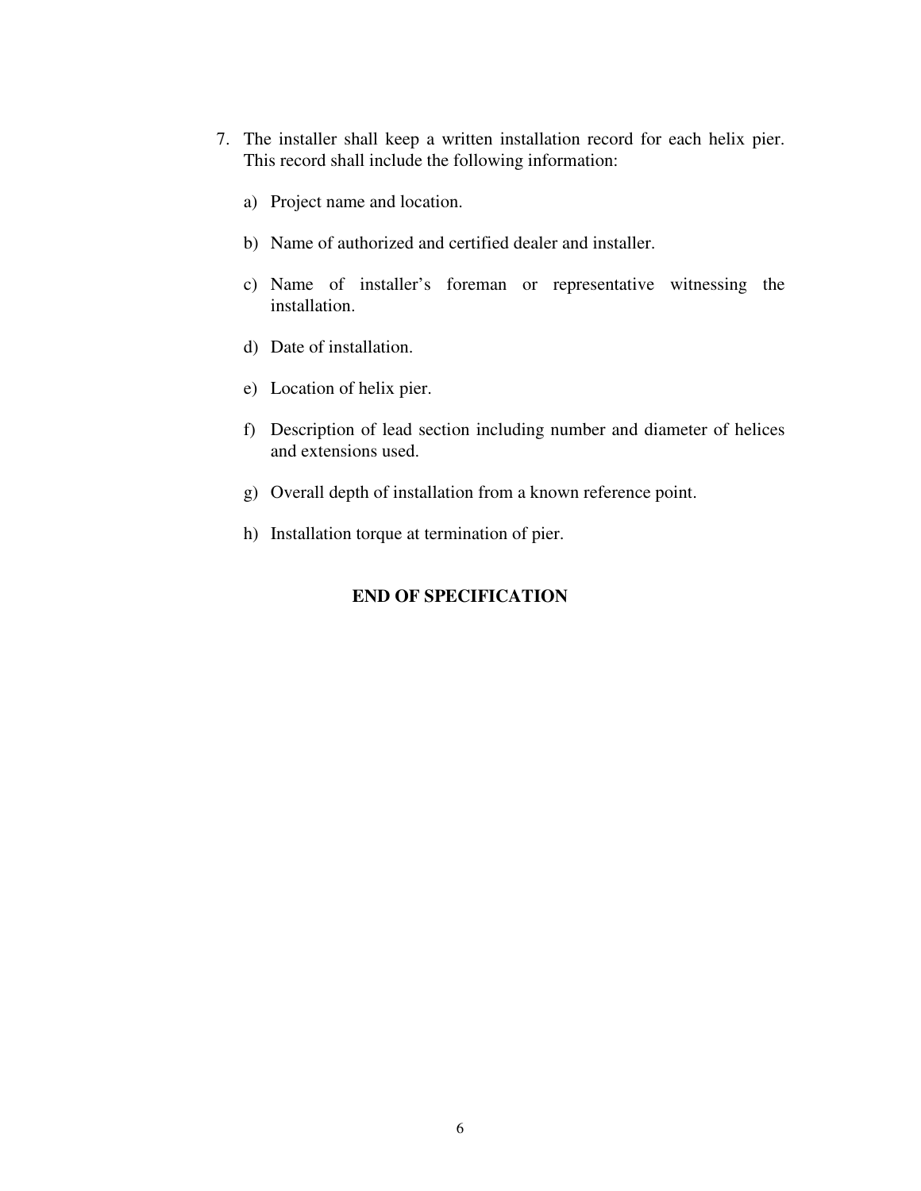7. The installer shall keep a written installation record for each helix pier. This record shall include the following information:

    a) Project name and location.

    b) Name of authorized and certified dealer and installer.

    c) Name of installer's foreman or representative witnessing the installation.

    d) Date of installation.

    e) Location of helix pier.

    f) Description of lead section including number and diameter of helices and extensions used.

    g) Overall depth of installation from a known reference point.

    h) Installation torque at termination of pier.

**END OF SPECIFICATION**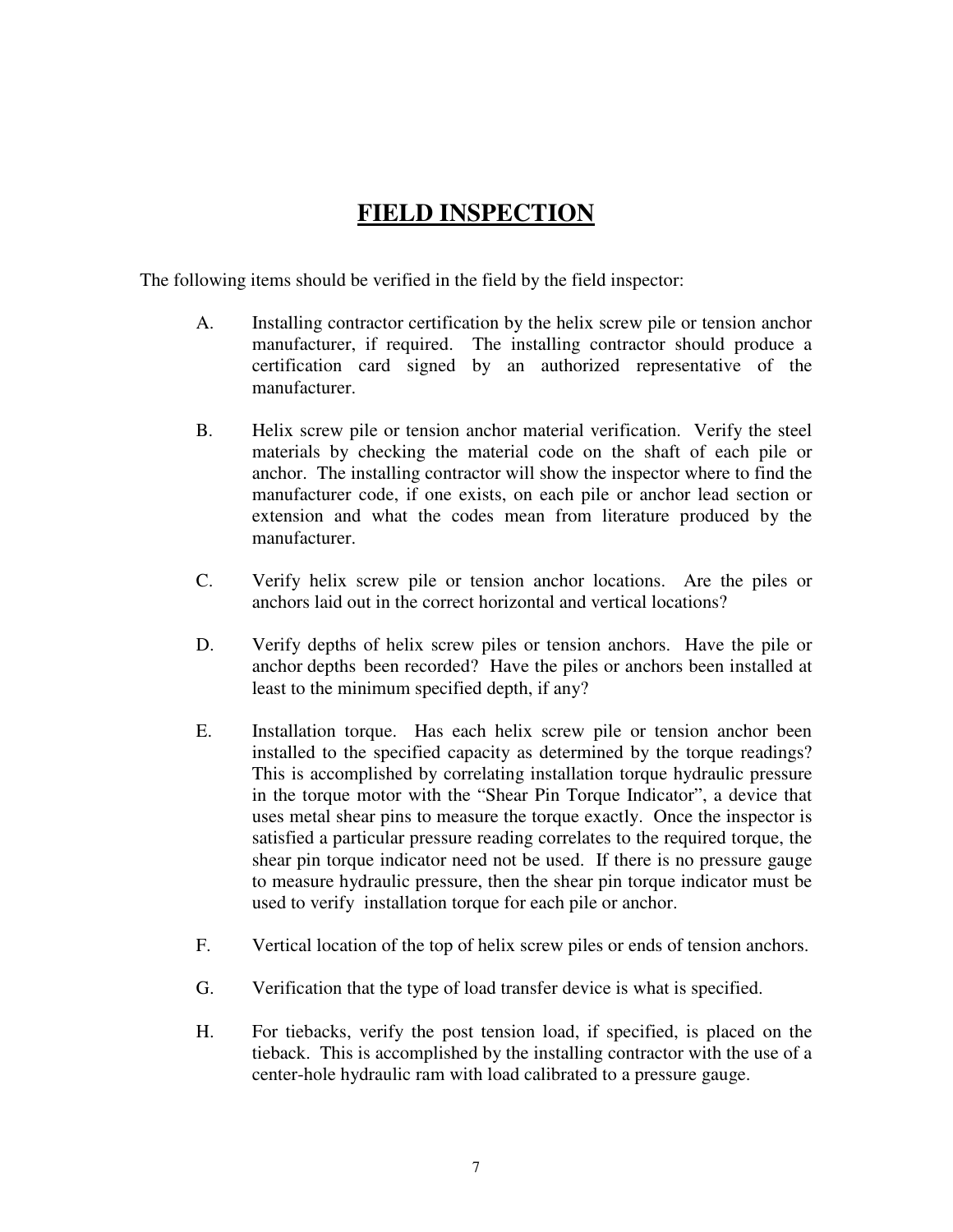# FIELD INSPECTION

The following items should be verified in the field by the field inspector:

A. Installing contractor certification by the helix screw pile or tension anchor manufacturer, if required. The installing contractor should produce a certification card signed by an authorized representative of the manufacturer.

B. Helix screw pile or tension anchor material verification. Verify the steel materials by checking the material code on the shaft of each pile or anchor. The installing contractor will show the inspector where to find the manufacturer code, if one exists, on each pile or anchor lead section or extension and what the codes mean from literature produced by the manufacturer.

C. Verify helix screw pile or tension anchor locations. Are the piles or anchors laid out in the correct horizontal and vertical locations?

D. Verify depths of helix screw piles or tension anchors. Have the pile or anchor depths been recorded? Have the piles or anchors been installed at least to the minimum specified depth, if any?

E. Installation torque. Has each helix screw pile or tension anchor been installed to the specified capacity as determined by the torque readings? This is accomplished by correlating installation torque hydraulic pressure in the torque motor with the "Shear Pin Torque Indicator", a device that uses metal shear pins to measure the torque exactly. Once the inspector is satisfied a particular pressure reading correlates to the required torque, the shear pin torque indicator need not be used. If there is no pressure gauge to measure hydraulic pressure, then the shear pin torque indicator must be used to verify installation torque for each pile or anchor.

F. Vertical location of the top of helix screw piles or ends of tension anchors.

G. Verification that the type of load transfer device is what is specified.

H. For tiebacks, verify the post tension load, if specified, is placed on the tieback. This is accomplished by the installing contractor with the use of a center-hole hydraulic ram with load calibrated to a pressure gauge.